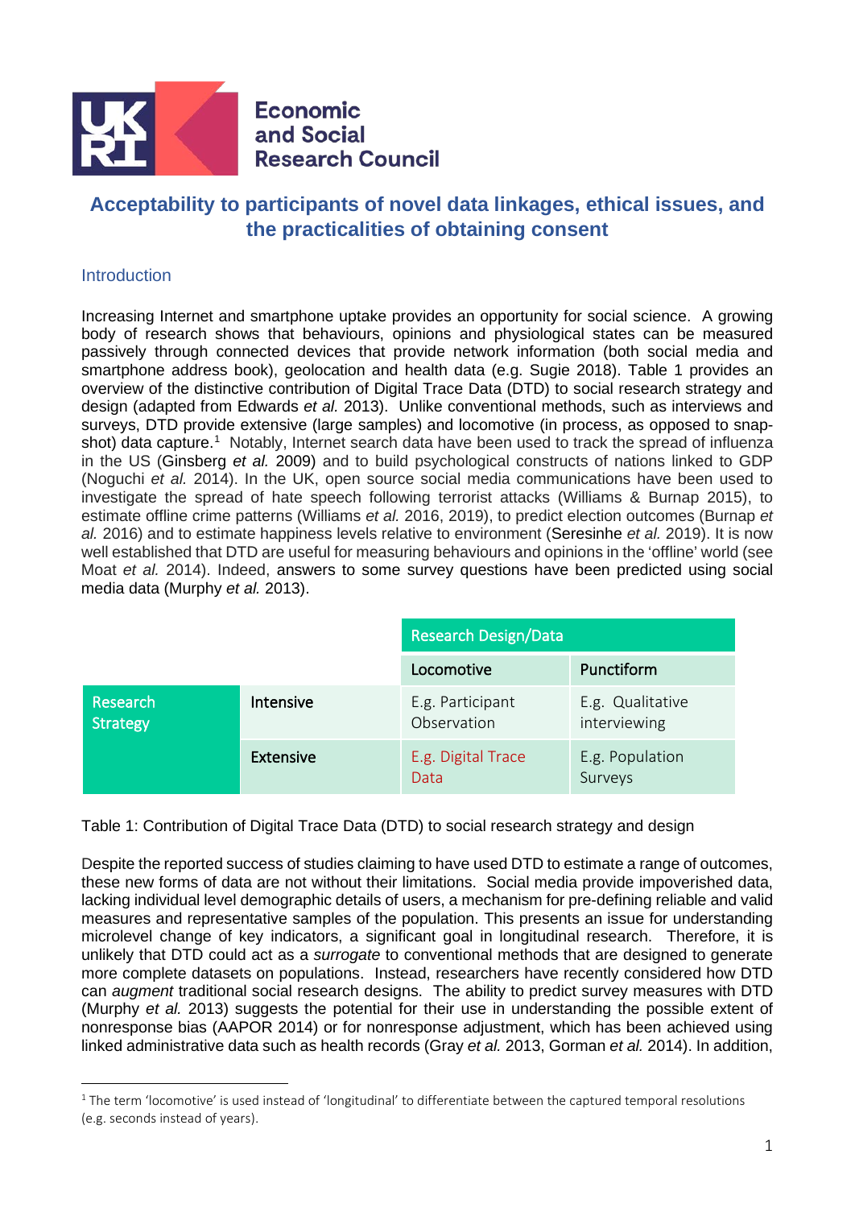Economic and Social Research Council

# Acceptability to participants of novel data linkages, ethical issues, and the practicalities of obtaining consent

## Introduction

Increasing Internet and smartphone uptake provides an opportunity for social science. A growing body of research shows that behaviours, opinions and physiological states can be measured passively through connected devices that provide network information (both social media and smartphone address book), geolocation and health data (e.g. Sugie 2018). Table 1 provides an overview of the distinctive contribution of Digital Trace Data (DTD) to social research strategy and design (adapted from Edwards *et al.* 2013). Unlike conventional methods, such as interviews and surveys, DTD provide extensive (large samples) and locomotive (in process, as opposed to snap-shot) data capture.[1] Notably, Internet search data have been used to track the spread of influenza in the US (Ginsberg *et al.* 2009) and to build psychological constructs of nations linked to GDP (Noguchi *et al.* 2014). In the UK, open source social media communications have been used to investigate the spread of hate speech following terrorist attacks (Williams & Burnap 2015), to estimate offline crime patterns (Williams *et al.* 2016, 2019), to predict election outcomes (Burnap *et al.* 2016) and to estimate happiness levels relative to environment (Seresinhe *et al.* 2019). It is now well established that DTD are useful for measuring behaviours and opinions in the 'offline' world (see Moat *et al.* 2014). Indeed, answers to some survey questions have been predicted using social media data (Murphy *et al.* 2013).

| | | Research Design/Data | |
|---|---|---|---|
| | | Locomotive | Punctiform |
| Research Strategy | Intensive | E.g. Participant Observation | E.g. Qualitative interviewing |
| | Extensive | E.g. Digital Trace Data | E.g. Population Surveys |

Table 1: Contribution of Digital Trace Data (DTD) to social research strategy and design

Despite the reported success of studies claiming to have used DTD to estimate a range of outcomes, these new forms of data are not without their limitations. Social media provide impoverished data, lacking individual level demographic details of users, a mechanism for pre-defining reliable and valid measures and representative samples of the population. This presents an issue for understanding microlevel change of key indicators, a significant goal in longitudinal research. Therefore, it is unlikely that DTD could act as a *surrogate* to conventional methods that are designed to generate more complete datasets on populations. Instead, researchers have recently considered how DTD can *augment* traditional social research designs. The ability to predict survey measures with DTD (Murphy *et al.* 2013) suggests the potential for their use in understanding the possible extent of nonresponse bias (AAPOR 2014) or for nonresponse adjustment, which has been achieved using linked administrative data such as health records (Gray *et al.* 2013, Gorman *et al.* 2014). In addition,

[1] The term 'locomotive' is used instead of 'longitudinal' to differentiate between the captured temporal resolutions (e.g. seconds instead of years).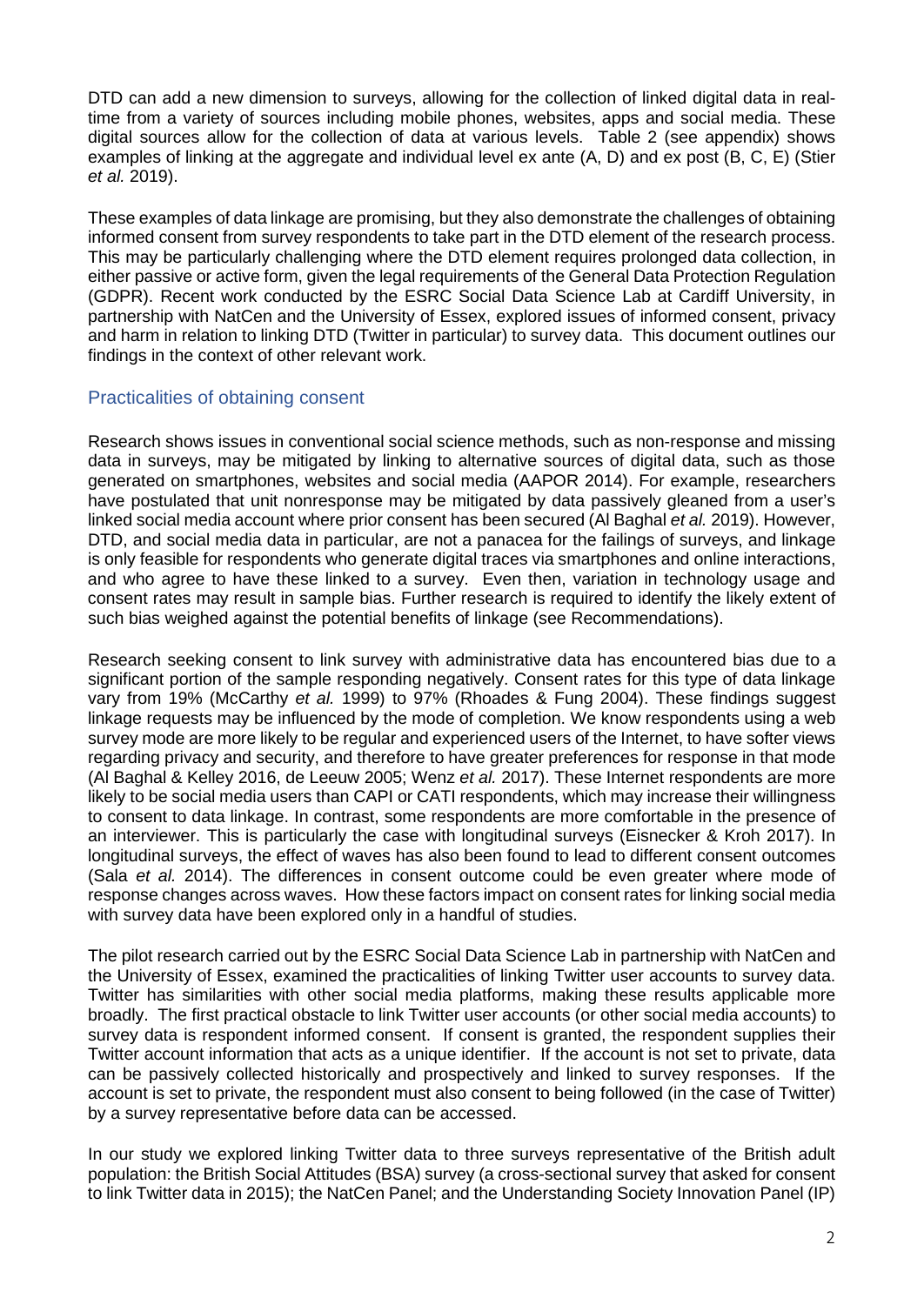DTD can add a new dimension to surveys, allowing for the collection of linked digital data in real-time from a variety of sources including mobile phones, websites, apps and social media. These digital sources allow for the collection of data at various levels. Table 2 (see appendix) shows examples of linking at the aggregate and individual level ex ante (A, D) and ex post (B, C, E) (Stier *et al.* 2019).

These examples of data linkage are promising, but they also demonstrate the challenges of obtaining informed consent from survey respondents to take part in the DTD element of the research process. This may be particularly challenging where the DTD element requires prolonged data collection, in either passive or active form, given the legal requirements of the General Data Protection Regulation (GDPR). Recent work conducted by the ESRC Social Data Science Lab at Cardiff University, in partnership with NatCen and the University of Essex, explored issues of informed consent, privacy and harm in relation to linking DTD (Twitter in particular) to survey data. This document outlines our findings in the context of other relevant work.

## Practicalities of obtaining consent

Research shows issues in conventional social science methods, such as non-response and missing data in surveys, may be mitigated by linking to alternative sources of digital data, such as those generated on smartphones, websites and social media (AAPOR 2014). For example, researchers have postulated that unit nonresponse may be mitigated by data passively gleaned from a user's linked social media account where prior consent has been secured (Al Baghal *et al.* 2019). However, DTD, and social media data in particular, are not a panacea for the failings of surveys, and linkage is only feasible for respondents who generate digital traces via smartphones and online interactions, and who agree to have these linked to a survey. Even then, variation in technology usage and consent rates may result in sample bias. Further research is required to identify the likely extent of such bias weighed against the potential benefits of linkage (see Recommendations).

Research seeking consent to link survey with administrative data has encountered bias due to a significant portion of the sample responding negatively. Consent rates for this type of data linkage vary from 19% (McCarthy *et al.* 1999) to 97% (Rhoades & Fung 2004). These findings suggest linkage requests may be influenced by the mode of completion. We know respondents using a web survey mode are more likely to be regular and experienced users of the Internet, to have softer views regarding privacy and security, and therefore to have greater preferences for response in that mode (Al Baghal & Kelley 2016, de Leeuw 2005; Wenz *et al.* 2017). These Internet respondents are more likely to be social media users than CAPI or CATI respondents, which may increase their willingness to consent to data linkage. In contrast, some respondents are more comfortable in the presence of an interviewer. This is particularly the case with longitudinal surveys (Eisnecker & Kroh 2017). In longitudinal surveys, the effect of waves has also been found to lead to different consent outcomes (Sala *et al.* 2014). The differences in consent outcome could be even greater where mode of response changes across waves. How these factors impact on consent rates for linking social media with survey data have been explored only in a handful of studies.

The pilot research carried out by the ESRC Social Data Science Lab in partnership with NatCen and the University of Essex, examined the practicalities of linking Twitter user accounts to survey data. Twitter has similarities with other social media platforms, making these results applicable more broadly. The first practical obstacle to link Twitter user accounts (or other social media accounts) to survey data is respondent informed consent. If consent is granted, the respondent supplies their Twitter account information that acts as a unique identifier. If the account is not set to private, data can be passively collected historically and prospectively and linked to survey responses. If the account is set to private, the respondent must also consent to being followed (in the case of Twitter) by a survey representative before data can be accessed.

In our study we explored linking Twitter data to three surveys representative of the British adult population: the British Social Attitudes (BSA) survey (a cross-sectional survey that asked for consent to link Twitter data in 2015); the NatCen Panel; and the Understanding Society Innovation Panel (IP)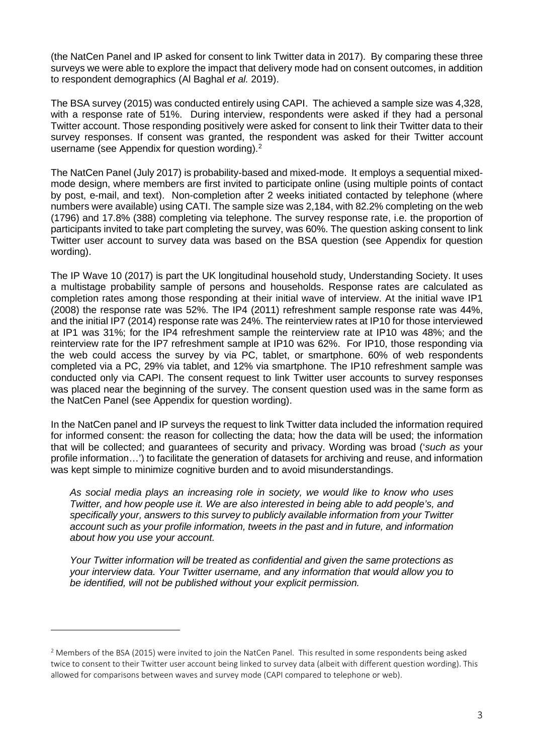(the NatCen Panel and IP asked for consent to link Twitter data in 2017). By comparing these three surveys we were able to explore the impact that delivery mode had on consent outcomes, in addition to respondent demographics (Al Baghal *et al.* 2019).

The BSA survey (2015) was conducted entirely using CAPI. The achieved a sample size was 4,328, with a response rate of 51%. During interview, respondents were asked if they had a personal Twitter account. Those responding positively were asked for consent to link their Twitter data to their survey responses. If consent was granted, the respondent was asked for their Twitter account username (see Appendix for question wording).[2]

The NatCen Panel (July 2017) is probability-based and mixed-mode. It employs a sequential mixed-mode design, where members are first invited to participate online (using multiple points of contact by post, e-mail, and text). Non-completion after 2 weeks initiated contacted by telephone (where numbers were available) using CATI. The sample size was 2,184, with 82.2% completing on the web (1796) and 17.8% (388) completing via telephone. The survey response rate, i.e. the proportion of participants invited to take part completing the survey, was 60%. The question asking consent to link Twitter user account to survey data was based on the BSA question (see Appendix for question wording).

The IP Wave 10 (2017) is part the UK longitudinal household study, Understanding Society. It uses a multistage probability sample of persons and households. Response rates are calculated as completion rates among those responding at their initial wave of interview. At the initial wave IP1 (2008) the response rate was 52%. The IP4 (2011) refreshment sample response rate was 44%, and the initial IP7 (2014) response rate was 24%. The reinterview rates at IP10 for those interviewed at IP1 was 31%; for the IP4 refreshment sample the reinterview rate at IP10 was 48%; and the reinterview rate for the IP7 refreshment sample at IP10 was 62%. For IP10, those responding via the web could access the survey by via PC, tablet, or smartphone. 60% of web respondents completed via a PC, 29% via tablet, and 12% via smartphone. The IP10 refreshment sample was conducted only via CAPI. The consent request to link Twitter user accounts to survey responses was placed near the beginning of the survey. The consent question used was in the same form as the NatCen Panel (see Appendix for question wording).

In the NatCen panel and IP surveys the request to link Twitter data included the information required for informed consent: the reason for collecting the data; how the data will be used; the information that will be collected; and guarantees of security and privacy. Wording was broad ('*such as* your profile information…') to facilitate the generation of datasets for archiving and reuse, and information was kept simple to minimize cognitive burden and to avoid misunderstandings.

> *As social media plays an increasing role in society, we would like to know who uses Twitter, and how people use it. We are also interested in being able to add people's, and specifically your, answers to this survey to publicly available information from your Twitter account such as your profile information, tweets in the past and in future, and information about how you use your account.*
>
> *Your Twitter information will be treated as confidential and given the same protections as your interview data. Your Twitter username, and any information that would allow you to be identified, will not be published without your explicit permission.*

---

[2] Members of the BSA (2015) were invited to join the NatCen Panel. This resulted in some respondents being asked twice to consent to their Twitter user account being linked to survey data (albeit with different question wording). This allowed for comparisons between waves and survey mode (CAPI compared to telephone or web).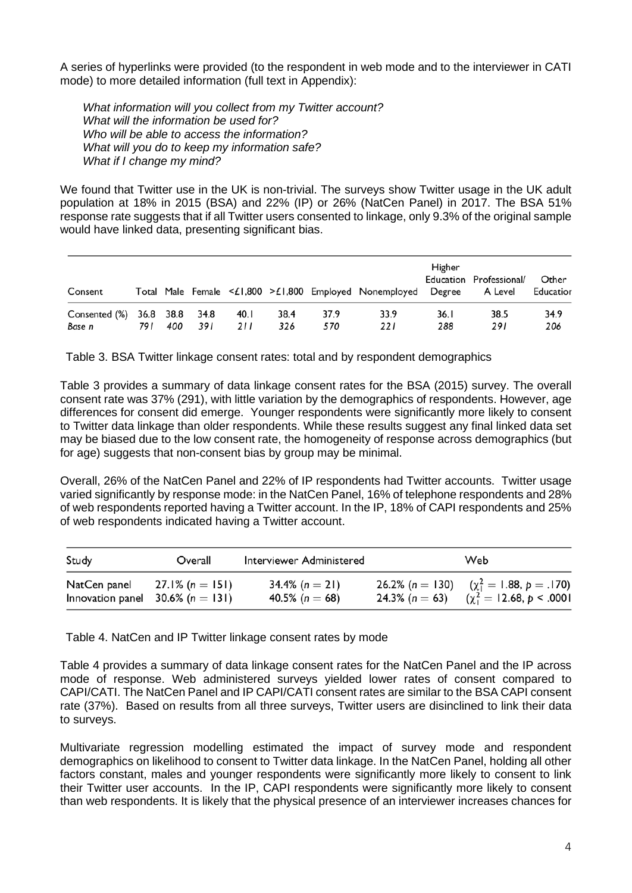A series of hyperlinks were provided (to the respondent in web mode and to the interviewer in CATI mode) to more detailed information (full text in Appendix):

*What information will you collect from my Twitter account?*
*What will the information be used for?*
*Who will be able to access the information?*
*What will you do to keep my information safe?*
*What if I change my mind?*

We found that Twitter use in the UK is non-trivial. The surveys show Twitter usage in the UK adult population at 18% in 2015 (BSA) and 22% (IP) or 26% (NatCen Panel) in 2017. The BSA 51% response rate suggests that if all Twitter users consented to linkage, only 9.3% of the original sample would have linked data, presenting significant bias.

| Consent | Total | Male | Female | <£1,800 | >£1,800 | Employed | Nonemployed | Higher Education Degree | Professional/ A Level | Other Education |
|---|---|---|---|---|---|---|---|---|---|---|
| Consented (%) | 36.8 | 38.8 | 34.8 | 40.1 | 38.4 | 37.9 | 33.9 | 36.1 | 38.5 | 34.9 |
| *Base n* | *791* | *400* | *391* | *211* | *326* | *570* | *221* | *288* | *291* | *206* |

Table 3. BSA Twitter linkage consent rates: total and by respondent demographics

Table 3 provides a summary of data linkage consent rates for the BSA (2015) survey. The overall consent rate was 37% (291), with little variation by the demographics of respondents. However, age differences for consent did emerge. Younger respondents were significantly more likely to consent to Twitter data linkage than older respondents. While these results suggest any final linked data set may be biased due to the low consent rate, the homogeneity of response across demographics (but for age) suggests that non-consent bias by group may be minimal.

Overall, 26% of the NatCen Panel and 22% of IP respondents had Twitter accounts. Twitter usage varied significantly by response mode: in the NatCen Panel, 16% of telephone respondents and 28% of web respondents reported having a Twitter account. In the IP, 18% of CAPI respondents and 25% of web respondents indicated having a Twitter account.

| Study | Overall | Interviewer Administered | Web | |
|---|---|---|---|---|
| NatCen panel | 27.1% ($n = 151$) | 34.4% ($n = 21$) | 26.2% ($n = 130$) | $(\chi^2_1 = 1.88, p = .170)$ |
| Innovation panel | 30.6% ($n = 131$) | 40.5% ($n = 68$) | 24.3% ($n = 63$) | $(\chi^2_1 = 12.68, p < .0001$ |

Table 4. NatCen and IP Twitter linkage consent rates by mode

Table 4 provides a summary of data linkage consent rates for the NatCen Panel and the IP across mode of response. Web administered surveys yielded lower rates of consent compared to CAPI/CATI. The NatCen Panel and IP CAPI/CATI consent rates are similar to the BSA CAPI consent rate (37%). Based on results from all three surveys, Twitter users are disinclined to link their data to surveys.

Multivariate regression modelling estimated the impact of survey mode and respondent demographics on likelihood to consent to Twitter data linkage. In the NatCen Panel, holding all other factors constant, males and younger respondents were significantly more likely to consent to link their Twitter user accounts. In the IP, CAPI respondents were significantly more likely to consent than web respondents. It is likely that the physical presence of an interviewer increases chances for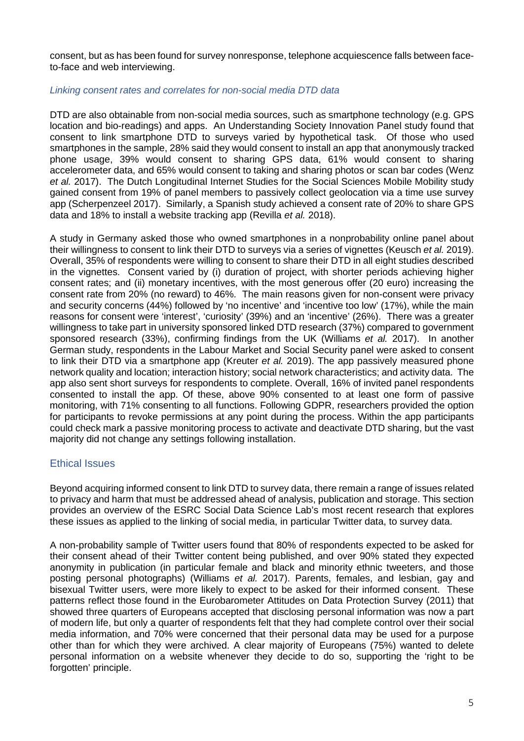consent, but as has been found for survey nonresponse, telephone acquiescence falls between face-to-face and web interviewing.

### *Linking consent rates and correlates for non-social media DTD data*

DTD are also obtainable from non-social media sources, such as smartphone technology (e.g. GPS location and bio-readings) and apps. An Understanding Society Innovation Panel study found that consent to link smartphone DTD to surveys varied by hypothetical task. Of those who used smartphones in the sample, 28% said they would consent to install an app that anonymously tracked phone usage, 39% would consent to sharing GPS data, 61% would consent to sharing accelerometer data, and 65% would consent to taking and sharing photos or scan bar codes (Wenz *et al.* 2017). The Dutch Longitudinal Internet Studies for the Social Sciences Mobile Mobility study gained consent from 19% of panel members to passively collect geolocation via a time use survey app (Scherpenzeel 2017). Similarly, a Spanish study achieved a consent rate of 20% to share GPS data and 18% to install a website tracking app (Revilla *et al.* 2018).

A study in Germany asked those who owned smartphones in a nonprobability online panel about their willingness to consent to link their DTD to surveys via a series of vignettes (Keusch *et al.* 2019). Overall, 35% of respondents were willing to consent to share their DTD in all eight studies described in the vignettes. Consent varied by (i) duration of project, with shorter periods achieving higher consent rates; and (ii) monetary incentives, with the most generous offer (20 euro) increasing the consent rate from 20% (no reward) to 46%. The main reasons given for non-consent were privacy and security concerns (44%) followed by 'no incentive' and 'incentive too low' (17%), while the main reasons for consent were 'interest', 'curiosity' (39%) and an 'incentive' (26%). There was a greater willingness to take part in university sponsored linked DTD research (37%) compared to government sponsored research (33%), confirming findings from the UK (Williams *et al.* 2017). In another German study, respondents in the Labour Market and Social Security panel were asked to consent to link their DTD via a smartphone app (Kreuter *et al.* 2019). The app passively measured phone network quality and location; interaction history; social network characteristics; and activity data. The app also sent short surveys for respondents to complete. Overall, 16% of invited panel respondents consented to install the app. Of these, above 90% consented to at least one form of passive monitoring, with 71% consenting to all functions. Following GDPR, researchers provided the option for participants to revoke permissions at any point during the process. Within the app participants could check mark a passive monitoring process to activate and deactivate DTD sharing, but the vast majority did not change any settings following installation.

## Ethical Issues

Beyond acquiring informed consent to link DTD to survey data, there remain a range of issues related to privacy and harm that must be addressed ahead of analysis, publication and storage. This section provides an overview of the ESRC Social Data Science Lab's most recent research that explores these issues as applied to the linking of social media, in particular Twitter data, to survey data.

A non-probability sample of Twitter users found that 80% of respondents expected to be asked for their consent ahead of their Twitter content being published, and over 90% stated they expected anonymity in publication (in particular female and black and minority ethnic tweeters, and those posting personal photographs) (Williams *et al.* 2017). Parents, females, and lesbian, gay and bisexual Twitter users, were more likely to expect to be asked for their informed consent. These patterns reflect those found in the Eurobarometer Attitudes on Data Protection Survey (2011) that showed three quarters of Europeans accepted that disclosing personal information was now a part of modern life, but only a quarter of respondents felt that they had complete control over their social media information, and 70% were concerned that their personal data may be used for a purpose other than for which they were archived. A clear majority of Europeans (75%) wanted to delete personal information on a website whenever they decide to do so, supporting the 'right to be forgotten' principle.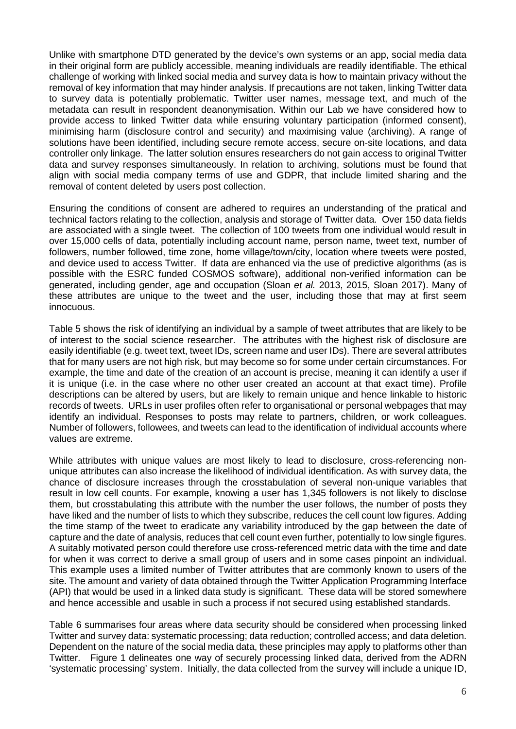Unlike with smartphone DTD generated by the device's own systems or an app, social media data in their original form are publicly accessible, meaning individuals are readily identifiable. The ethical challenge of working with linked social media and survey data is how to maintain privacy without the removal of key information that may hinder analysis. If precautions are not taken, linking Twitter data to survey data is potentially problematic. Twitter user names, message text, and much of the metadata can result in respondent deanonymisation. Within our Lab we have considered how to provide access to linked Twitter data while ensuring voluntary participation (informed consent), minimising harm (disclosure control and security) and maximising value (archiving). A range of solutions have been identified, including secure remote access, secure on-site locations, and data controller only linkage. The latter solution ensures researchers do not gain access to original Twitter data and survey responses simultaneously. In relation to archiving, solutions must be found that align with social media company terms of use and GDPR, that include limited sharing and the removal of content deleted by users post collection.

Ensuring the conditions of consent are adhered to requires an understanding of the pratical and technical factors relating to the collection, analysis and storage of Twitter data. Over 150 data fields are associated with a single tweet. The collection of 100 tweets from one individual would result in over 15,000 cells of data, potentially including account name, person name, tweet text, number of followers, number followed, time zone, home village/town/city, location where tweets were posted, and device used to access Twitter. If data are enhanced via the use of predictive algorithms (as is possible with the ESRC funded COSMOS software), additional non-verified information can be generated, including gender, age and occupation (Sloan *et al.* 2013, 2015, Sloan 2017). Many of these attributes are unique to the tweet and the user, including those that may at first seem innocuous.

Table 5 shows the risk of identifying an individual by a sample of tweet attributes that are likely to be of interest to the social science researcher. The attributes with the highest risk of disclosure are easily identifiable (e.g. tweet text, tweet IDs, screen name and user IDs). There are several attributes that for many users are not high risk, but may become so for some under certain circumstances. For example, the time and date of the creation of an account is precise, meaning it can identify a user if it is unique (i.e. in the case where no other user created an account at that exact time). Profile descriptions can be altered by users, but are likely to remain unique and hence linkable to historic records of tweets. URLs in user profiles often refer to organisational or personal webpages that may identify an individual. Responses to posts may relate to partners, children, or work colleagues. Number of followers, followees, and tweets can lead to the identification of individual accounts where values are extreme.

While attributes with unique values are most likely to lead to disclosure, cross-referencing non-unique attributes can also increase the likelihood of individual identification. As with survey data, the chance of disclosure increases through the crosstabulation of several non-unique variables that result in low cell counts. For example, knowing a user has 1,345 followers is not likely to disclose them, but crosstabulating this attribute with the number the user follows, the number of posts they have liked and the number of lists to which they subscribe, reduces the cell count low figures. Adding the time stamp of the tweet to eradicate any variability introduced by the gap between the date of capture and the date of analysis, reduces that cell count even further, potentially to low single figures. A suitably motivated person could therefore use cross-referenced metric data with the time and date for when it was correct to derive a small group of users and in some cases pinpoint an individual. This example uses a limited number of Twitter attributes that are commonly known to users of the site. The amount and variety of data obtained through the Twitter Application Programming Interface (API) that would be used in a linked data study is significant. These data will be stored somewhere and hence accessible and usable in such a process if not secured using established standards.

Table 6 summarises four areas where data security should be considered when processing linked Twitter and survey data: systematic processing; data reduction; controlled access; and data deletion. Dependent on the nature of the social media data, these principles may apply to platforms other than Twitter. Figure 1 delineates one way of securely processing linked data, derived from the ADRN 'systematic processing' system. Initially, the data collected from the survey will include a unique ID,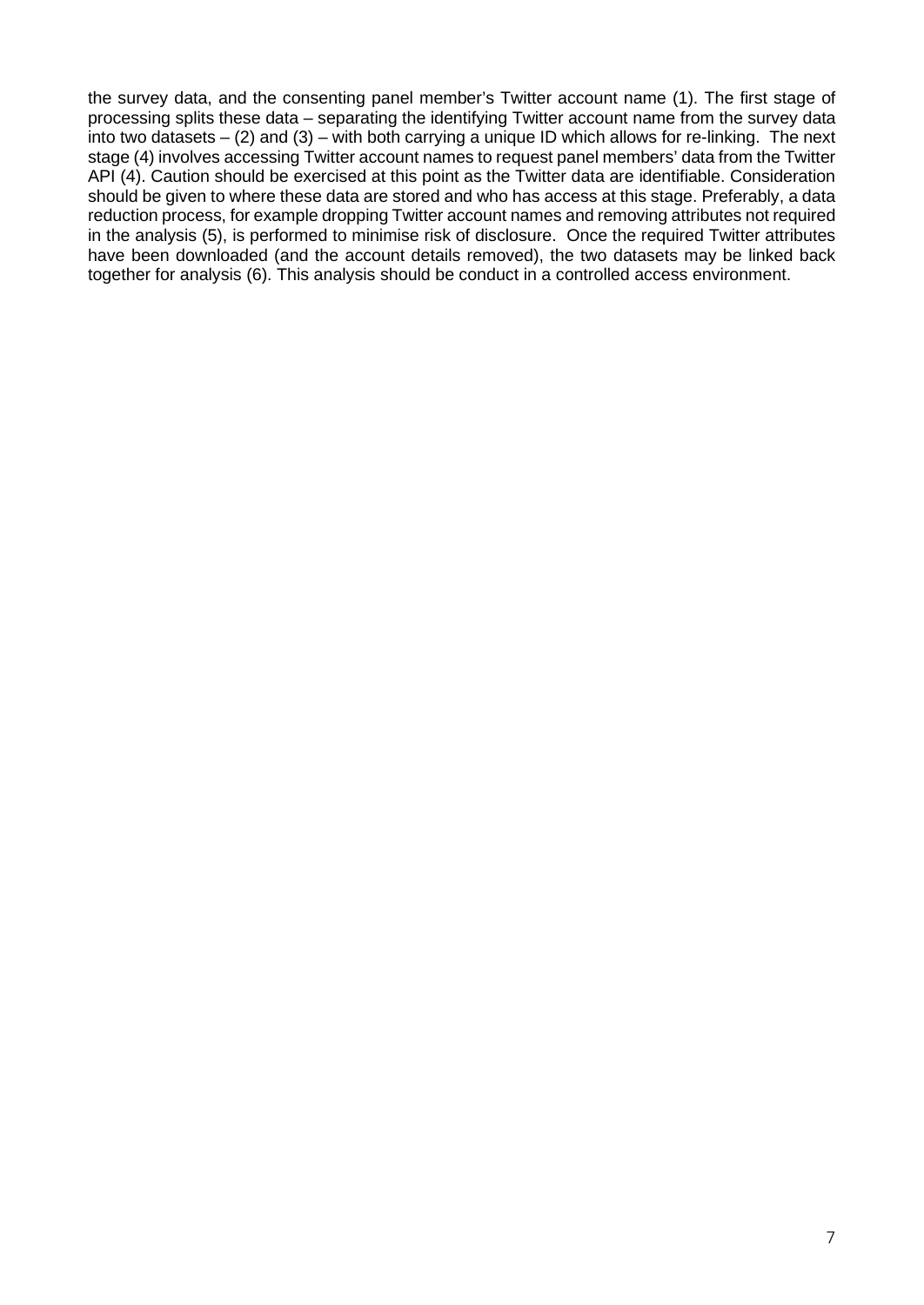the survey data, and the consenting panel member's Twitter account name (1). The first stage of processing splits these data – separating the identifying Twitter account name from the survey data into two datasets – (2) and (3) – with both carrying a unique ID which allows for re-linking. The next stage (4) involves accessing Twitter account names to request panel members' data from the Twitter API (4). Caution should be exercised at this point as the Twitter data are identifiable. Consideration should be given to where these data are stored and who has access at this stage. Preferably, a data reduction process, for example dropping Twitter account names and removing attributes not required in the analysis (5), is performed to minimise risk of disclosure. Once the required Twitter attributes have been downloaded (and the account details removed), the two datasets may be linked back together for analysis (6). This analysis should be conduct in a controlled access environment.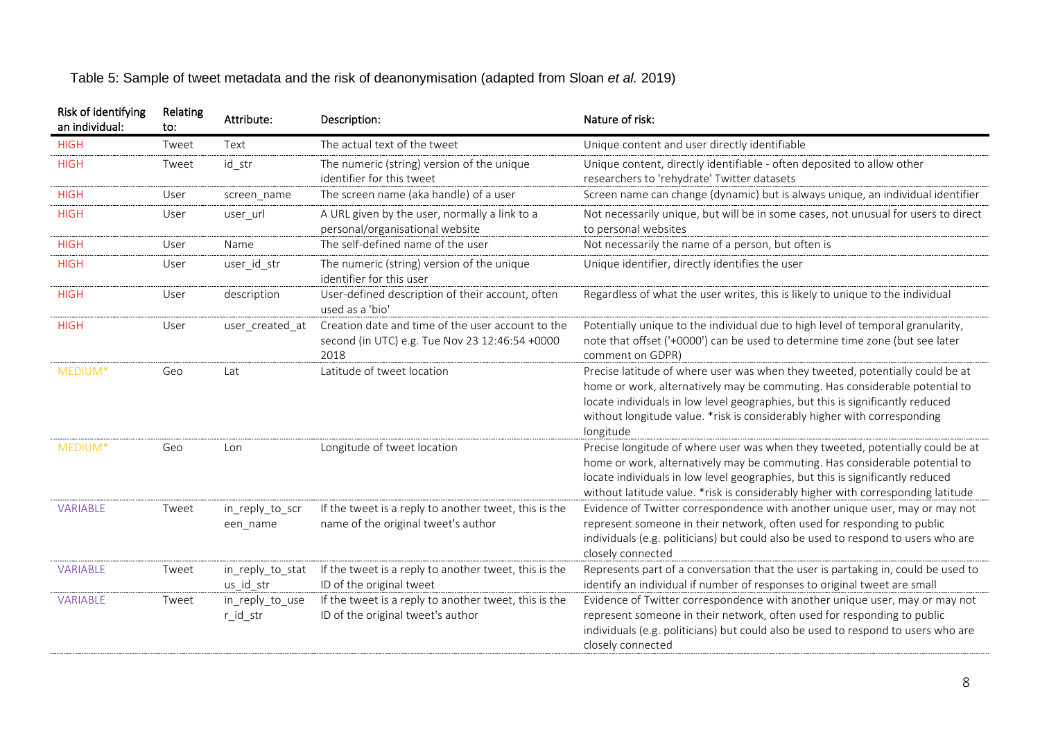Table 5: Sample of tweet metadata and the risk of deanonymisation (adapted from Sloan *et al.* 2019)

| Risk of identifying an individual: | Relating to: | Attribute: | Description: | Nature of risk: |
|---|---|---|---|---|
| HIGH | Tweet | Text | The actual text of the tweet | Unique content and user directly identifiable |
| HIGH | Tweet | id_str | The numeric (string) version of the unique identifier for this tweet | Unique content, directly identifiable - often deposited to allow other researchers to 'rehydrate' Twitter datasets |
| HIGH | User | screen_name | The screen name (aka handle) of a user | Screen name can change (dynamic) but is always unique, an individual identifier |
| HIGH | User | user_url | A URL given by the user, normally a link to a personal/organisational website | Not necessarily unique, but will be in some cases, not unusual for users to direct to personal websites |
| HIGH | User | Name | The self-defined name of the user | Not necessarily the name of a person, but often is |
| HIGH | User | user_id_str | The numeric (string) version of the unique identifier for this user | Unique identifier, directly identifies the user |
| HIGH | User | description | User-defined description of their account, often used as a 'bio' | Regardless of what the user writes, this is likely to unique to the individual |
| HIGH | User | user_created_at | Creation date and time of the user account to the second (in UTC) e.g. Tue Nov 23 12:46:54 +0000 2018 | Potentially unique to the individual due to high level of temporal granularity, note that offset ('+0000') can be used to determine time zone (but see later comment on GDPR) |
| MEDIUM* | Geo | Lat | Latitude of tweet location | Precise latitude of where user was when they tweeted, potentially could be at home or work, alternatively may be commuting. Has considerable potential to locate individuals in low level geographies, but this is significantly reduced without longitude value. *risk is considerably higher with corresponding longitude |
| MEDIUM* | Geo | Lon | Longitude of tweet location | Precise longitude of where user was when they tweeted, potentially could be at home or work, alternatively may be commuting. Has considerable potential to locate individuals in low level geographies, but this is significantly reduced without latitude value. *risk is considerably higher with corresponding latitude |
| VARIABLE | Tweet | in_reply_to_screen_name | If the tweet is a reply to another tweet, this is the name of the original tweet's author | Evidence of Twitter correspondence with another unique user, may or may not represent someone in their network, often used for responding to public individuals (e.g. politicians) but could also be used to respond to users who are closely connected |
| VARIABLE | Tweet | in_reply_to_status_id_str | If the tweet is a reply to another tweet, this is the ID of the original tweet | Represents part of a conversation that the user is partaking in, could be used to identify an individual if number of responses to original tweet are small |
| VARIABLE | Tweet | in_reply_to_user_id_str | If the tweet is a reply to another tweet, this is the ID of the original tweet's author | Evidence of Twitter correspondence with another unique user, may or may not represent someone in their network, often used for responding to public individuals (e.g. politicians) but could also be used to respond to users who are closely connected |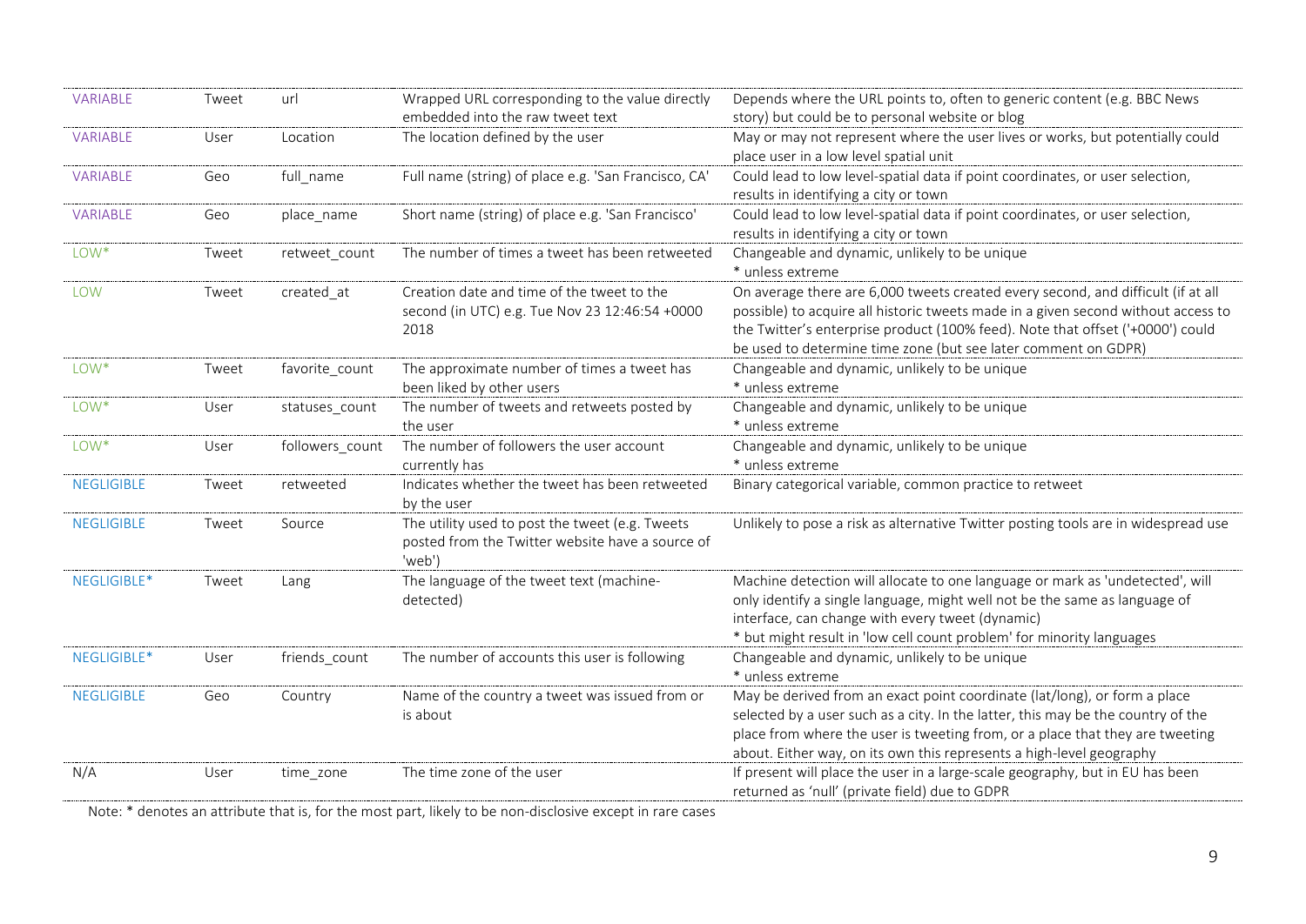| | | | | |
|---|---|---|---|---|
| VARIABLE | Tweet | url | Wrapped URL corresponding to the value directly embedded into the raw tweet text | Depends where the URL points to, often to generic content (e.g. BBC News story) but could be to personal website or blog |
| VARIABLE | User | Location | The location defined by the user | May or may not represent where the user lives or works, but potentially could place user in a low level spatial unit |
| VARIABLE | Geo | full_name | Full name (string) of place e.g. 'San Francisco, CA' | Could lead to low level-spatial data if point coordinates, or user selection, results in identifying a city or town |
| VARIABLE | Geo | place_name | Short name (string) of place e.g. 'San Francisco' | Could lead to low level-spatial data if point coordinates, or user selection, results in identifying a city or town |
| LOW* | Tweet | retweet_count | The number of times a tweet has been retweeted | Changeable and dynamic, unlikely to be unique<br>* unless extreme |
| LOW | Tweet | created_at | Creation date and time of the tweet to the second (in UTC) e.g. Tue Nov 23 12:46:54 +0000 2018 | On average there are 6,000 tweets created every second, and difficult (if at all possible) to acquire all historic tweets made in a given second without access to the Twitter's enterprise product (100% feed). Note that offset ('+0000') could be used to determine time zone (but see later comment on GDPR) |
| LOW* | Tweet | favorite_count | The approximate number of times a tweet has been liked by other users | Changeable and dynamic, unlikely to be unique<br>* unless extreme |
| LOW* | User | statuses_count | The number of tweets and retweets posted by the user | Changeable and dynamic, unlikely to be unique<br>* unless extreme |
| LOW* | User | followers_count | The number of followers the user account currently has | Changeable and dynamic, unlikely to be unique<br>* unless extreme |
| NEGLIGIBLE | Tweet | retweeted | Indicates whether the tweet has been retweeted by the user | Binary categorical variable, common practice to retweet |
| NEGLIGIBLE | Tweet | Source | The utility used to post the tweet (e.g. Tweets posted from the Twitter website have a source of 'web') | Unlikely to pose a risk as alternative Twitter posting tools are in widespread use |
| NEGLIGIBLE* | Tweet | Lang | The language of the tweet text (machine-detected) | Machine detection will allocate to one language or mark as 'undetected', will only identify a single language, might well not be the same as language of interface, can change with every tweet (dynamic)<br>* but might result in 'low cell count problem' for minority languages |
| NEGLIGIBLE* | User | friends_count | The number of accounts this user is following | Changeable and dynamic, unlikely to be unique<br>* unless extreme |
| NEGLIGIBLE | Geo | Country | Name of the country a tweet was issued from or is about | May be derived from an exact point coordinate (lat/long), or form a place selected by a user such as a city. In the latter, this may be the country of the place from where the user is tweeting from, or a place that they are tweeting about. Either way, on its own this represents a high-level geography |
| N/A | User | time_zone | The time zone of the user | If present will place the user in a large-scale geography, but in EU has been returned as 'null' (private field) due to GDPR |

Note: * denotes an attribute that is, for the most part, likely to be non-disclosive except in rare cases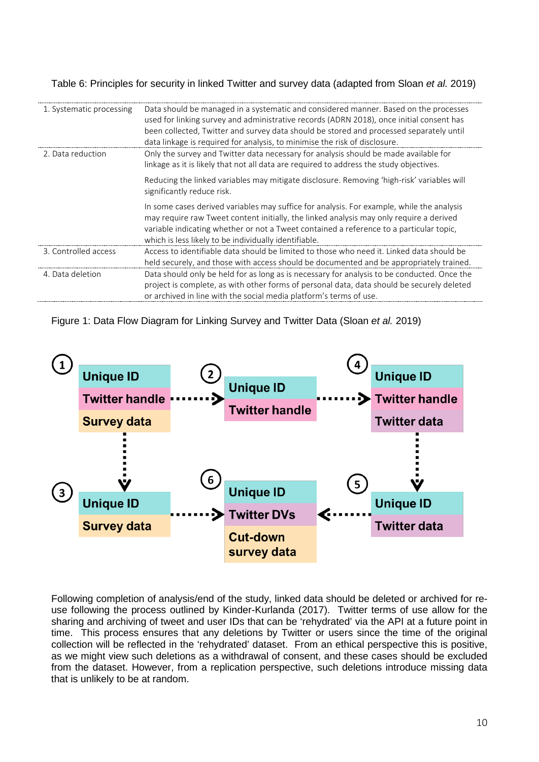Table 6: Principles for security in linked Twitter and survey data (adapted from Sloan *et al.* 2019)

| | |
|---|---|
| 1. Systematic processing | Data should be managed in a systematic and considered manner. Based on the processes used for linking survey and administrative records (ADRN 2018), once initial consent has been collected, Twitter and survey data should be stored and processed separately until data linkage is required for analysis, to minimise the risk of disclosure. |
| 2. Data reduction | Only the survey and Twitter data necessary for analysis should be made available for linkage as it is likely that not all data are required to address the study objectives.<br><br>Reducing the linked variables may mitigate disclosure. Removing 'high-risk' variables will significantly reduce risk.<br><br>In some cases derived variables may suffice for analysis. For example, while the analysis may require raw Tweet content initially, the linked analysis may only require a derived variable indicating whether or not a Tweet contained a reference to a particular topic, which is less likely to be individually identifiable. |
| 3. Controlled access | Access to identifiable data should be limited to those who need it. Linked data should be held securely, and those with access should be documented and be appropriately trained. |
| 4. Data deletion | Data should only be held for as long as is necessary for analysis to be conducted. Once the project is complete, as with other forms of personal data, data should be securely deleted or archived in line with the social media platform's terms of use. |

Figure 1: Data Flow Diagram for Linking Survey and Twitter Data (Sloan *et al.* 2019)

Following completion of analysis/end of the study, linked data should be deleted or archived for re-use following the process outlined by Kinder-Kurlanda (2017). Twitter terms of use allow for the sharing and archiving of tweet and user IDs that can be 'rehydrated' via the API at a future point in time. This process ensures that any deletions by Twitter or users since the time of the original collection will be reflected in the 'rehydrated' dataset. From an ethical perspective this is positive, as we might view such deletions as a withdrawal of consent, and these cases should be excluded from the dataset. However, from a replication perspective, such deletions introduce missing data that is unlikely to be at random.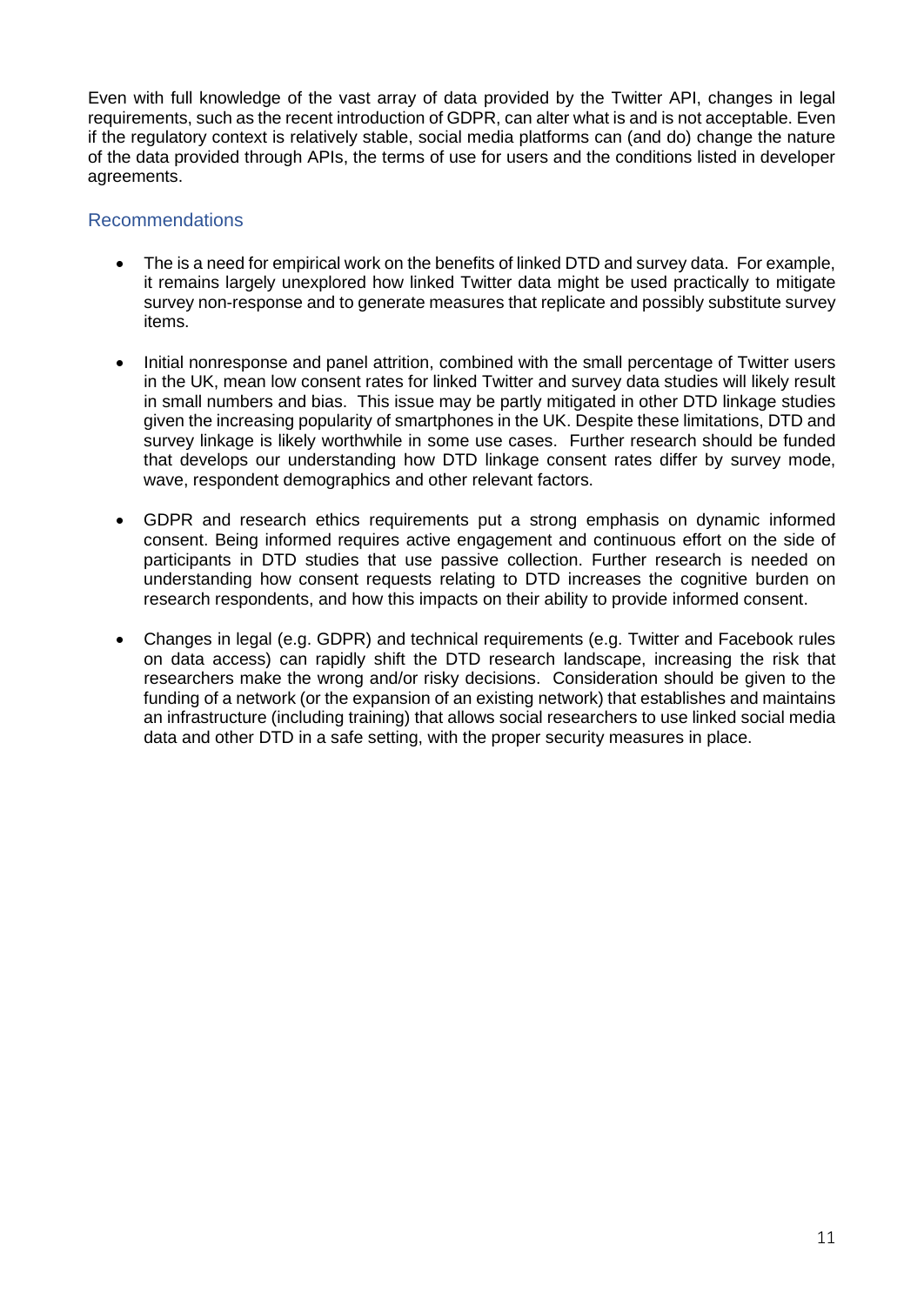Even with full knowledge of the vast array of data provided by the Twitter API, changes in legal requirements, such as the recent introduction of GDPR, can alter what is and is not acceptable. Even if the regulatory context is relatively stable, social media platforms can (and do) change the nature of the data provided through APIs, the terms of use for users and the conditions listed in developer agreements.

## Recommendations

- The is a need for empirical work on the benefits of linked DTD and survey data. For example, it remains largely unexplored how linked Twitter data might be used practically to mitigate survey non-response and to generate measures that replicate and possibly substitute survey items.

- Initial nonresponse and panel attrition, combined with the small percentage of Twitter users in the UK, mean low consent rates for linked Twitter and survey data studies will likely result in small numbers and bias. This issue may be partly mitigated in other DTD linkage studies given the increasing popularity of smartphones in the UK. Despite these limitations, DTD and survey linkage is likely worthwhile in some use cases. Further research should be funded that develops our understanding how DTD linkage consent rates differ by survey mode, wave, respondent demographics and other relevant factors.

- GDPR and research ethics requirements put a strong emphasis on dynamic informed consent. Being informed requires active engagement and continuous effort on the side of participants in DTD studies that use passive collection. Further research is needed on understanding how consent requests relating to DTD increases the cognitive burden on research respondents, and how this impacts on their ability to provide informed consent.

- Changes in legal (e.g. GDPR) and technical requirements (e.g. Twitter and Facebook rules on data access) can rapidly shift the DTD research landscape, increasing the risk that researchers make the wrong and/or risky decisions. Consideration should be given to the funding of a network (or the expansion of an existing network) that establishes and maintains an infrastructure (including training) that allows social researchers to use linked social media data and other DTD in a safe setting, with the proper security measures in place.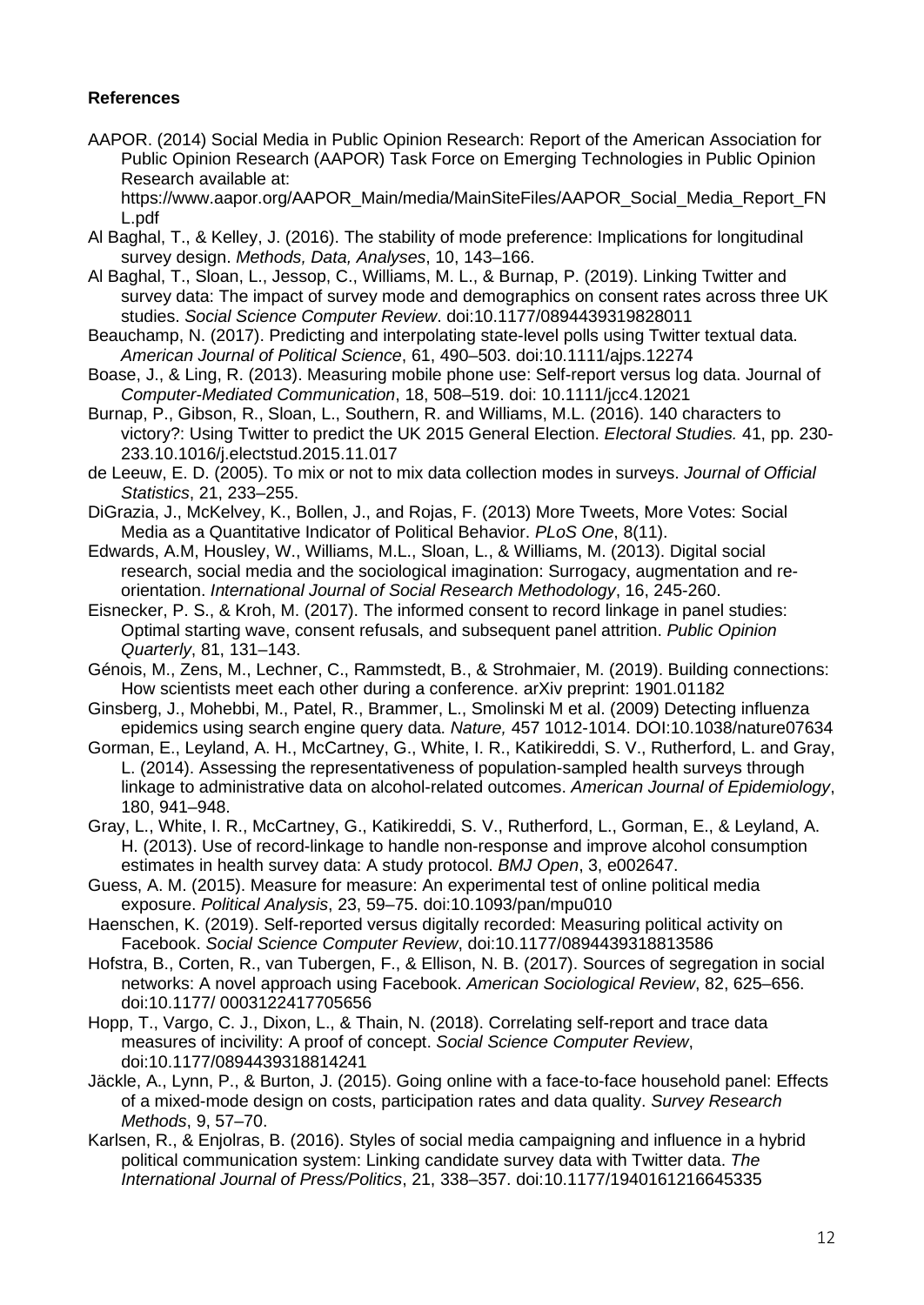**References**

AAPOR. (2014) Social Media in Public Opinion Research: Report of the American Association for Public Opinion Research (AAPOR) Task Force on Emerging Technologies in Public Opinion Research available at: https://www.aapor.org/AAPOR_Main/media/MainSiteFiles/AAPOR_Social_Media_Report_FNL.pdf

Al Baghal, T., & Kelley, J. (2016). The stability of mode preference: Implications for longitudinal survey design. *Methods, Data, Analyses*, 10, 143–166.

Al Baghal, T., Sloan, L., Jessop, C., Williams, M. L., & Burnap, P. (2019). Linking Twitter and survey data: The impact of survey mode and demographics on consent rates across three UK studies. *Social Science Computer Review*. doi:10.1177/0894439319828011

Beauchamp, N. (2017). Predicting and interpolating state-level polls using Twitter textual data. *American Journal of Political Science*, 61, 490–503. doi:10.1111/ajps.12274

Boase, J., & Ling, R. (2013). Measuring mobile phone use: Self-report versus log data. Journal of *Computer-Mediated Communication*, 18, 508–519. doi: 10.1111/jcc4.12021

Burnap, P., Gibson, R., Sloan, L., Southern, R. and Williams, M.L. (2016). 140 characters to victory?: Using Twitter to predict the UK 2015 General Election. *Electoral Studies.* 41, pp. 230-233.10.1016/j.electstud.2015.11.017

de Leeuw, E. D. (2005). To mix or not to mix data collection modes in surveys. *Journal of Official Statistics*, 21, 233–255.

DiGrazia, J., McKelvey, K., Bollen, J., and Rojas, F. (2013) More Tweets, More Votes: Social Media as a Quantitative Indicator of Political Behavior. *PLoS One*, 8(11).

Edwards, A.M, Housley, W., Williams, M.L., Sloan, L., & Williams, M. (2013). Digital social research, social media and the sociological imagination: Surrogacy, augmentation and re-orientation. *International Journal of Social Research Methodology*, 16, 245-260.

Eisnecker, P. S., & Kroh, M. (2017). The informed consent to record linkage in panel studies: Optimal starting wave, consent refusals, and subsequent panel attrition. *Public Opinion Quarterly*, 81, 131–143.

Génois, M., Zens, M., Lechner, C., Rammstedt, B., & Strohmaier, M. (2019). Building connections: How scientists meet each other during a conference. arXiv preprint: 1901.01182

Ginsberg, J., Mohebbi, M., Patel, R., Brammer, L., Smolinski M et al. (2009) Detecting influenza epidemics using search engine query data. *Nature,* 457 1012-1014. DOI:10.1038/nature07634

Gorman, E., Leyland, A. H., McCartney, G., White, I. R., Katikireddi, S. V., Rutherford, L. and Gray, L. (2014). Assessing the representativeness of population-sampled health surveys through linkage to administrative data on alcohol-related outcomes. *American Journal of Epidemiology*, 180, 941–948.

Gray, L., White, I. R., McCartney, G., Katikireddi, S. V., Rutherford, L., Gorman, E., & Leyland, A. H. (2013). Use of record-linkage to handle non-response and improve alcohol consumption estimates in health survey data: A study protocol. *BMJ Open*, 3, e002647.

Guess, A. M. (2015). Measure for measure: An experimental test of online political media exposure. *Political Analysis*, 23, 59–75. doi:10.1093/pan/mpu010

Haenschen, K. (2019). Self-reported versus digitally recorded: Measuring political activity on Facebook. *Social Science Computer Review*, doi:10.1177/0894439318813586

Hofstra, B., Corten, R., van Tubergen, F., & Ellison, N. B. (2017). Sources of segregation in social networks: A novel approach using Facebook. *American Sociological Review*, 82, 625–656. doi:10.1177/ 0003122417705656

Hopp, T., Vargo, C. J., Dixon, L., & Thain, N. (2018). Correlating self-report and trace data measures of incivility: A proof of concept. *Social Science Computer Review*, doi:10.1177/0894439318814241

Jäckle, A., Lynn, P., & Burton, J. (2015). Going online with a face-to-face household panel: Effects of a mixed-mode design on costs, participation rates and data quality. *Survey Research Methods*, 9, 57–70.

Karlsen, R., & Enjolras, B. (2016). Styles of social media campaigning and influence in a hybrid political communication system: Linking candidate survey data with Twitter data. *The International Journal of Press/Politics*, 21, 338–357. doi:10.1177/1940161216645335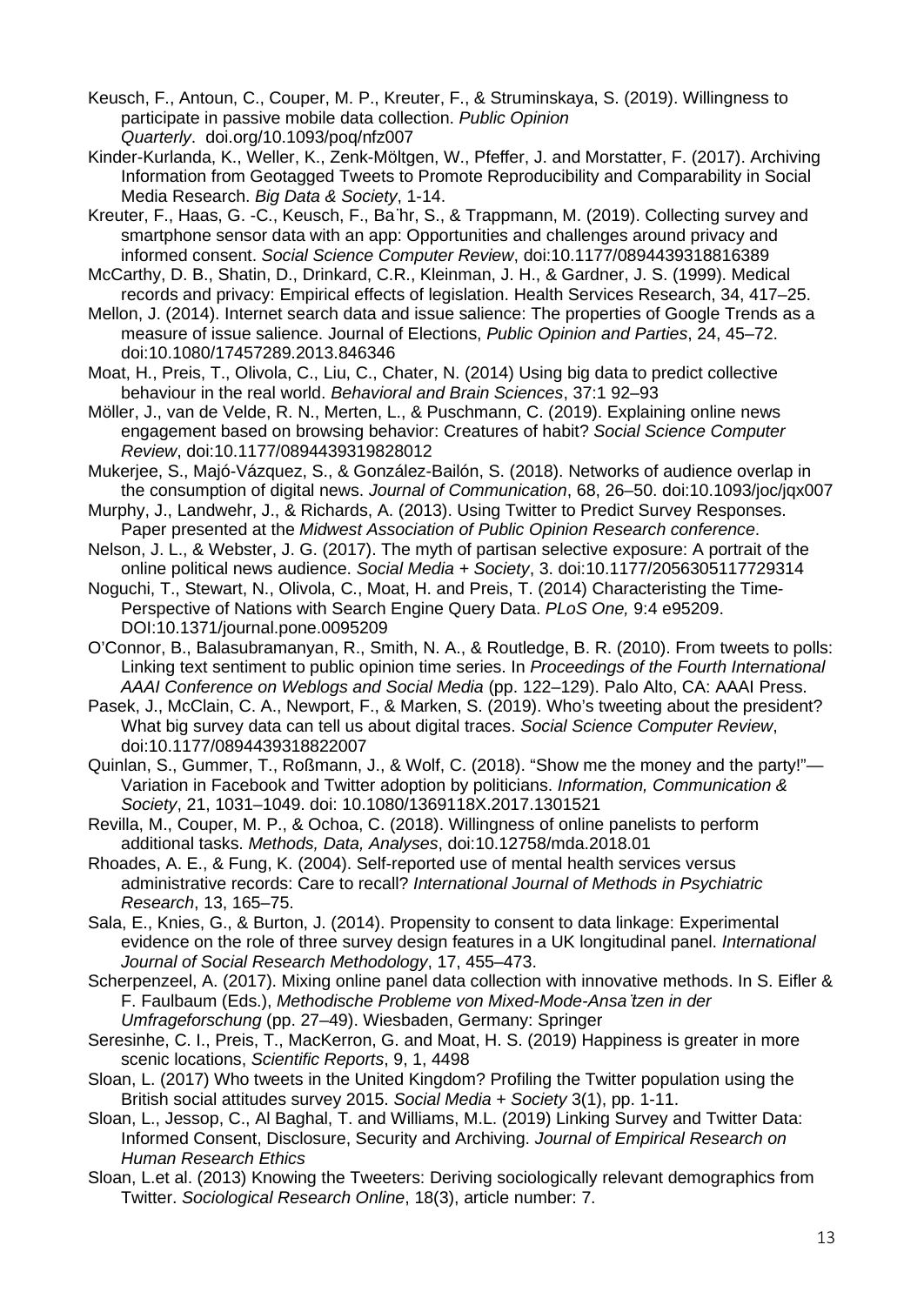Keusch, F., Antoun, C., Couper, M. P., Kreuter, F., & Struminskaya, S. (2019). Willingness to participate in passive mobile data collection. *Public Opinion Quarterly*. doi.org/10.1093/poq/nfz007

Kinder-Kurlanda, K., Weller, K., Zenk-Möltgen, W., Pfeffer, J. and Morstatter, F. (2017). Archiving Information from Geotagged Tweets to Promote Reproducibility and Comparability in Social Media Research. *Big Data & Society*, 1-14.

Kreuter, F., Haas, G. -C., Keusch, F., Bähr, S., & Trappmann, M. (2019). Collecting survey and smartphone sensor data with an app: Opportunities and challenges around privacy and informed consent. *Social Science Computer Review*, doi:10.1177/0894439318816389

McCarthy, D. B., Shatin, D., Drinkard, C.R., Kleinman, J. H., & Gardner, J. S. (1999). Medical records and privacy: Empirical effects of legislation. Health Services Research, 34, 417–25.

Mellon, J. (2014). Internet search data and issue salience: The properties of Google Trends as a measure of issue salience. Journal of Elections, *Public Opinion and Parties*, 24, 45–72. doi:10.1080/17457289.2013.846346

Moat, H., Preis, T., Olivola, C., Liu, C., Chater, N. (2014) Using big data to predict collective behaviour in the real world. *Behavioral and Brain Sciences*, 37:1 92–93

Möller, J., van de Velde, R. N., Merten, L., & Puschmann, C. (2019). Explaining online news engagement based on browsing behavior: Creatures of habit? *Social Science Computer Review*, doi:10.1177/0894439319828012

Mukerjee, S., Majó-Vázquez, S., & González-Bailón, S. (2018). Networks of audience overlap in the consumption of digital news. *Journal of Communication*, 68, 26–50. doi:10.1093/joc/jqx007

Murphy, J., Landwehr, J., & Richards, A. (2013). Using Twitter to Predict Survey Responses. Paper presented at the *Midwest Association of Public Opinion Research conference*.

Nelson, J. L., & Webster, J. G. (2017). The myth of partisan selective exposure: A portrait of the online political news audience. *Social Media + Society*, 3. doi:10.1177/2056305117729314

Noguchi, T., Stewart, N., Olivola, C., Moat, H. and Preis, T. (2014) Characteristing the Time-Perspective of Nations with Search Engine Query Data. *PLoS One,* 9:4 e95209. DOI:10.1371/journal.pone.0095209

O'Connor, B., Balasubramanyan, R., Smith, N. A., & Routledge, B. R. (2010). From tweets to polls: Linking text sentiment to public opinion time series. In *Proceedings of the Fourth International AAAI Conference on Weblogs and Social Media* (pp. 122–129). Palo Alto, CA: AAAI Press.

Pasek, J., McClain, C. A., Newport, F., & Marken, S. (2019). Who's tweeting about the president? What big survey data can tell us about digital traces. *Social Science Computer Review*, doi:10.1177/0894439318822007

Quinlan, S., Gummer, T., Roßmann, J., & Wolf, C. (2018). "Show me the money and the party!"—Variation in Facebook and Twitter adoption by politicians. *Information, Communication & Society*, 21, 1031–1049. doi: 10.1080/1369118X.2017.1301521

Revilla, M., Couper, M. P., & Ochoa, C. (2018). Willingness of online panelists to perform additional tasks. *Methods, Data, Analyses*, doi:10.12758/mda.2018.01

Rhoades, A. E., & Fung, K. (2004). Self-reported use of mental health services versus administrative records: Care to recall? *International Journal of Methods in Psychiatric Research*, 13, 165–75.

Sala, E., Knies, G., & Burton, J. (2014). Propensity to consent to data linkage: Experimental evidence on the role of three survey design features in a UK longitudinal panel. *International Journal of Social Research Methodology*, 17, 455–473.

Scherpenzeel, A. (2017). Mixing online panel data collection with innovative methods. In S. Eifler & F. Faulbaum (Eds.), *Methodische Probleme von Mixed-Mode-Ansätzen in der Umfrageforschung* (pp. 27–49). Wiesbaden, Germany: Springer

Seresinhe, C. I., Preis, T., MacKerron, G. and Moat, H. S. (2019) Happiness is greater in more scenic locations, *Scientific Reports*, 9, 1, 4498

Sloan, L. (2017) Who tweets in the United Kingdom? Profiling the Twitter population using the British social attitudes survey 2015. *Social Media + Society* 3(1), pp. 1-11.

Sloan, L., Jessop, C., Al Baghal, T. and Williams, M.L. (2019) Linking Survey and Twitter Data: Informed Consent, Disclosure, Security and Archiving. *Journal of Empirical Research on Human Research Ethics*

Sloan, L.et al. (2013) Knowing the Tweeters: Deriving sociologically relevant demographics from Twitter. *Sociological Research Online*, 18(3), article number: 7.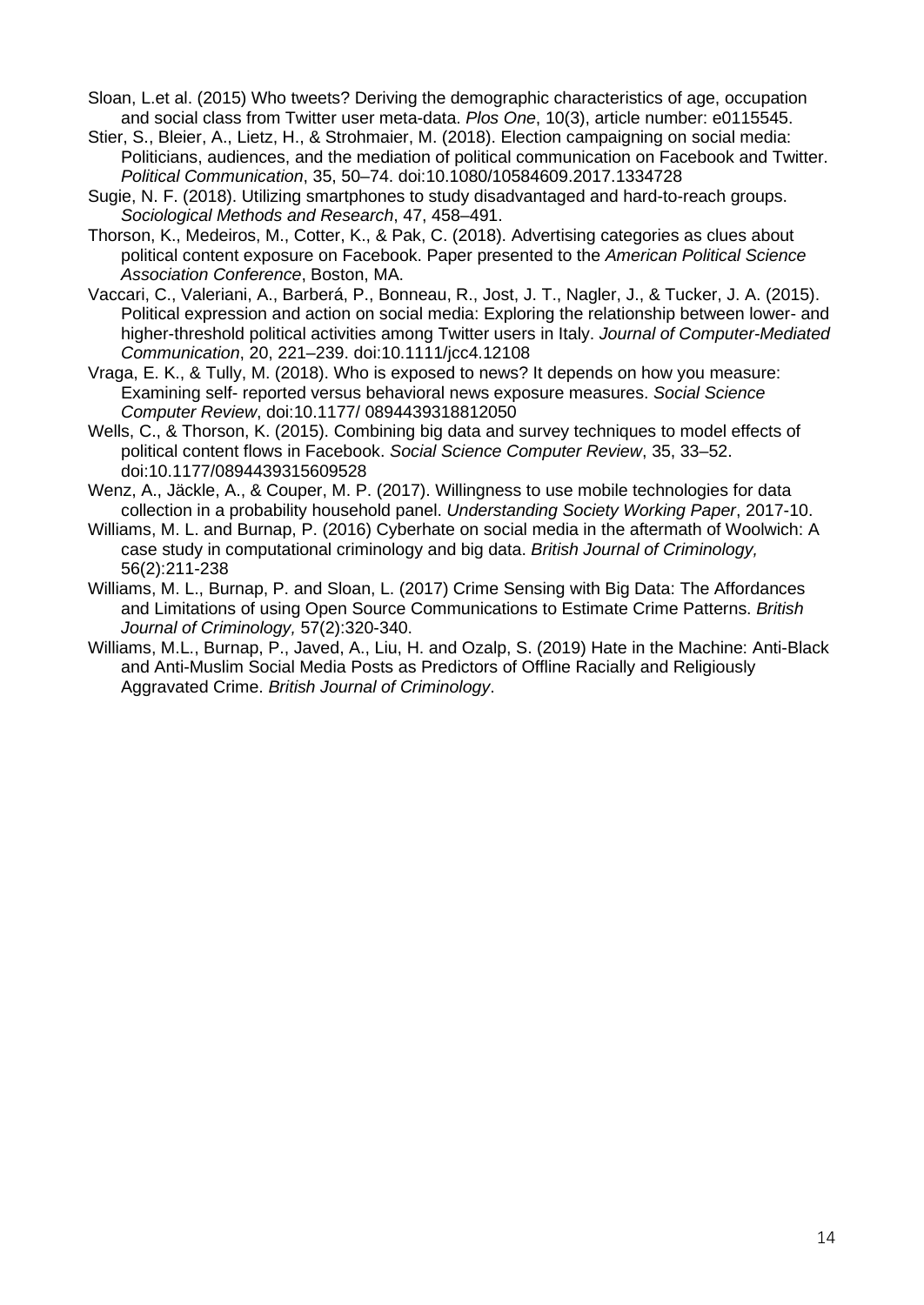Sloan, L.et al. (2015) Who tweets? Deriving the demographic characteristics of age, occupation and social class from Twitter user meta-data. *Plos One*, 10(3), article number: e0115545.

Stier, S., Bleier, A., Lietz, H., & Strohmaier, M. (2018). Election campaigning on social media: Politicians, audiences, and the mediation of political communication on Facebook and Twitter. *Political Communication*, 35, 50–74. doi:10.1080/10584609.2017.1334728

Sugie, N. F. (2018). Utilizing smartphones to study disadvantaged and hard-to-reach groups. *Sociological Methods and Research*, 47, 458–491.

Thorson, K., Medeiros, M., Cotter, K., & Pak, C. (2018). Advertising categories as clues about political content exposure on Facebook. Paper presented to the *American Political Science Association Conference*, Boston, MA.

Vaccari, C., Valeriani, A., Barberá, P., Bonneau, R., Jost, J. T., Nagler, J., & Tucker, J. A. (2015). Political expression and action on social media: Exploring the relationship between lower- and higher-threshold political activities among Twitter users in Italy. *Journal of Computer-Mediated Communication*, 20, 221–239. doi:10.1111/jcc4.12108

Vraga, E. K., & Tully, M. (2018). Who is exposed to news? It depends on how you measure: Examining self- reported versus behavioral news exposure measures. *Social Science Computer Review*, doi:10.1177/ 0894439318812050

Wells, C., & Thorson, K. (2015). Combining big data and survey techniques to model effects of political content flows in Facebook. *Social Science Computer Review*, 35, 33–52. doi:10.1177/0894439315609528

Wenz, A., Jäckle, A., & Couper, M. P. (2017). Willingness to use mobile technologies for data collection in a probability household panel. *Understanding Society Working Paper*, 2017-10.

Williams, M. L. and Burnap, P. (2016) Cyberhate on social media in the aftermath of Woolwich: A case study in computational criminology and big data. *British Journal of Criminology,* 56(2):211-238

Williams, M. L., Burnap, P. and Sloan, L. (2017) Crime Sensing with Big Data: The Affordances and Limitations of using Open Source Communications to Estimate Crime Patterns. *British Journal of Criminology,* 57(2):320-340.

Williams, M.L., Burnap, P., Javed, A., Liu, H. and Ozalp, S. (2019) Hate in the Machine: Anti-Black and Anti-Muslim Social Media Posts as Predictors of Offline Racially and Religiously Aggravated Crime. *British Journal of Criminology*.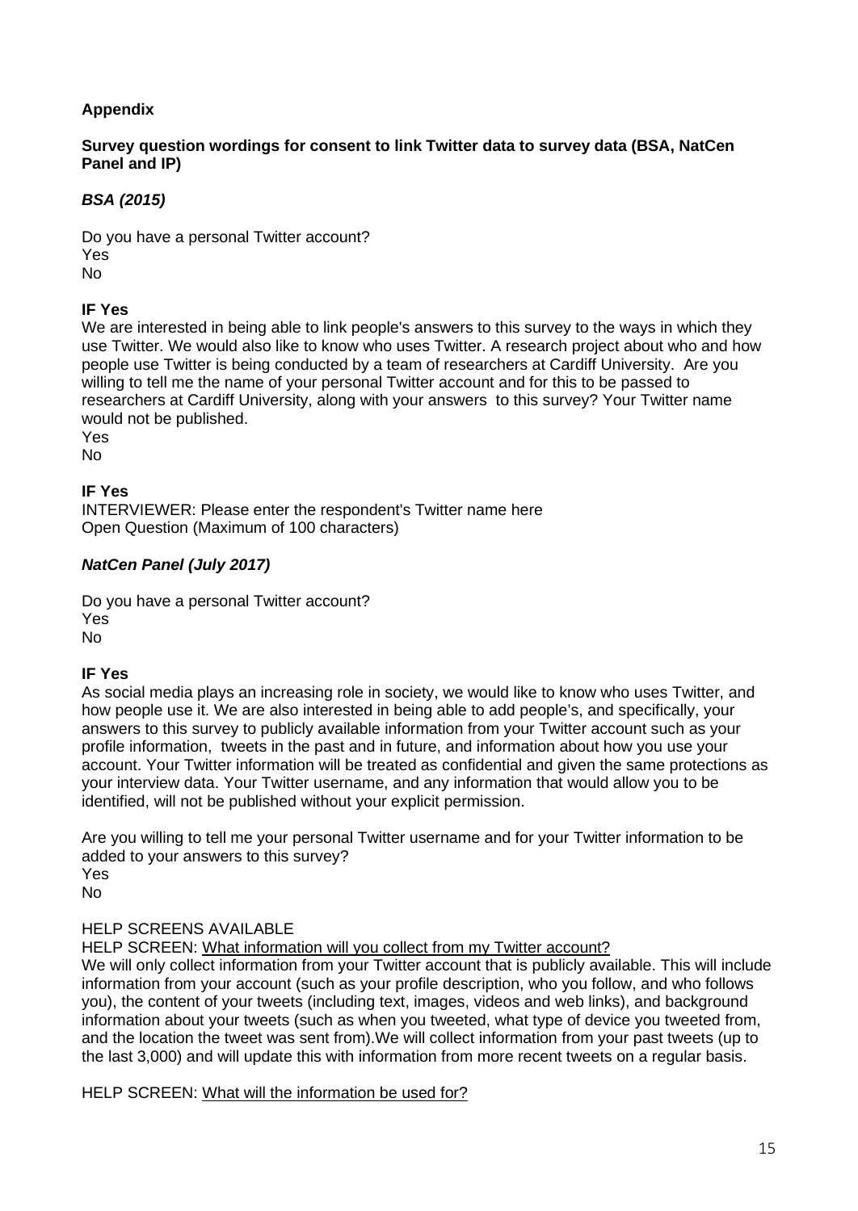**Appendix**

**Survey question wordings for consent to link Twitter data to survey data (BSA, NatCen Panel and IP)**

***BSA (2015)***

Do you have a personal Twitter account?
Yes
No

**IF Yes**
We are interested in being able to link people's answers to this survey to the ways in which they use Twitter. We would also like to know who uses Twitter. A research project about who and how people use Twitter is being conducted by a team of researchers at Cardiff University. Are you willing to tell me the name of your personal Twitter account and for this to be passed to researchers at Cardiff University, along with your answers to this survey? Your Twitter name would not be published.
Yes
No

**IF Yes**
INTERVIEWER: Please enter the respondent's Twitter name here
Open Question (Maximum of 100 characters)

***NatCen Panel (July 2017)***

Do you have a personal Twitter account?
Yes
No

**IF Yes**
As social media plays an increasing role in society, we would like to know who uses Twitter, and how people use it. We are also interested in being able to add people's, and specifically, your answers to this survey to publicly available information from your Twitter account such as your profile information, tweets in the past and in future, and information about how you use your account. Your Twitter information will be treated as confidential and given the same protections as your interview data. Your Twitter username, and any information that would allow you to be identified, will not be published without your explicit permission.

Are you willing to tell me your personal Twitter username and for your Twitter information to be added to your answers to this survey?
Yes
No

HELP SCREENS AVAILABLE
HELP SCREEN: What information will you collect from my Twitter account?
We will only collect information from your Twitter account that is publicly available. This will include information from your account (such as your profile description, who you follow, and who follows you), the content of your tweets (including text, images, videos and web links), and background information about your tweets (such as when you tweeted, what type of device you tweeted from, and the location the tweet was sent from).We will collect information from your past tweets (up to the last 3,000) and will update this with information from more recent tweets on a regular basis.

HELP SCREEN: What will the information be used for?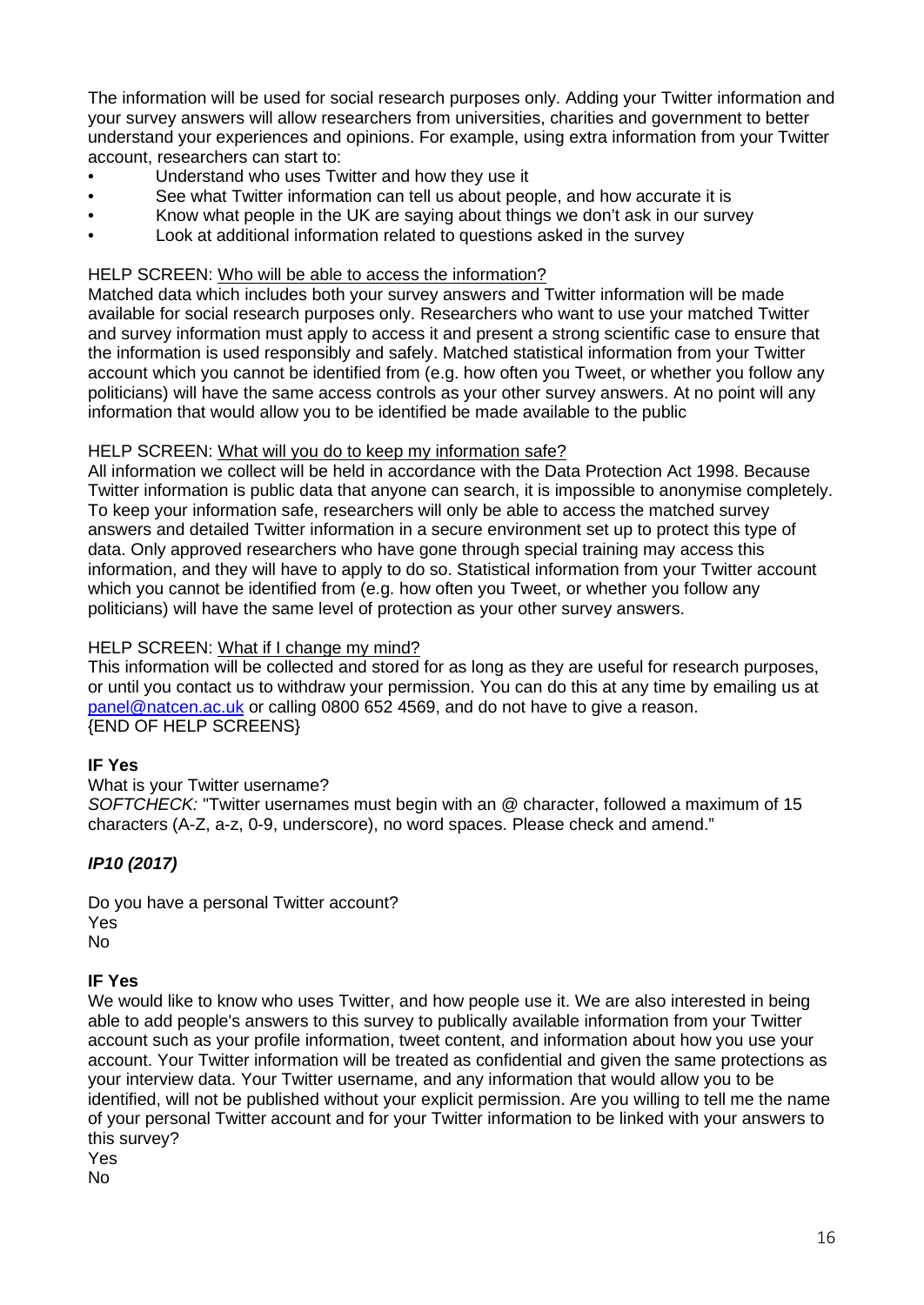The information will be used for social research purposes only. Adding your Twitter information and your survey answers will allow researchers from universities, charities and government to better understand your experiences and opinions. For example, using extra information from your Twitter account, researchers can start to:

- Understand who uses Twitter and how they use it
- See what Twitter information can tell us about people, and how accurate it is
- Know what people in the UK are saying about things we don't ask in our survey
- Look at additional information related to questions asked in the survey

HELP SCREEN: Who will be able to access the information?
Matched data which includes both your survey answers and Twitter information will be made available for social research purposes only. Researchers who want to use your matched Twitter and survey information must apply to access it and present a strong scientific case to ensure that the information is used responsibly and safely. Matched statistical information from your Twitter account which you cannot be identified from (e.g. how often you Tweet, or whether you follow any politicians) will have the same access controls as your other survey answers. At no point will any information that would allow you to be identified be made available to the public

HELP SCREEN: What will you do to keep my information safe?
All information we collect will be held in accordance with the Data Protection Act 1998. Because Twitter information is public data that anyone can search, it is impossible to anonymise completely. To keep your information safe, researchers will only be able to access the matched survey answers and detailed Twitter information in a secure environment set up to protect this type of data. Only approved researchers who have gone through special training may access this information, and they will have to apply to do so. Statistical information from your Twitter account which you cannot be identified from (e.g. how often you Tweet, or whether you follow any politicians) will have the same level of protection as your other survey answers.

HELP SCREEN: What if I change my mind?
This information will be collected and stored for as long as they are useful for research purposes, or until you contact us to withdraw your permission. You can do this at any time by emailing us at panel@natcen.ac.uk or calling 0800 652 4569, and do not have to give a reason.
{END OF HELP SCREENS}

**IF Yes**
What is your Twitter username?
*SOFTCHECK:* "Twitter usernames must begin with an @ character, followed a maximum of 15 characters (A-Z, a-z, 0-9, underscore), no word spaces. Please check and amend."

***IP10 (2017)***

Do you have a personal Twitter account?
Yes
No

**IF Yes**
We would like to know who uses Twitter, and how people use it. We are also interested in being able to add people's answers to this survey to publically available information from your Twitter account such as your profile information, tweet content, and information about how you use your account. Your Twitter information will be treated as confidential and given the same protections as your interview data. Your Twitter username, and any information that would allow you to be identified, will not be published without your explicit permission. Are you willing to tell me the name of your personal Twitter account and for your Twitter information to be linked with your answers to this survey?
Yes
No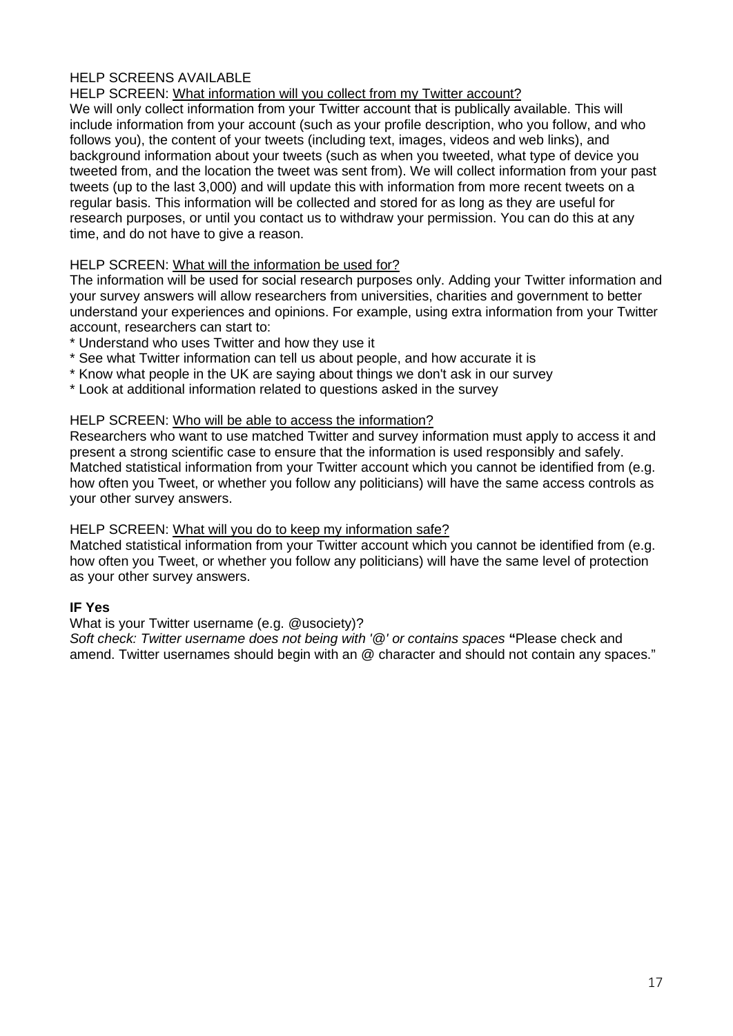HELP SCREENS AVAILABLE

HELP SCREEN: What information will you collect from my Twitter account?

We will only collect information from your Twitter account that is publically available. This will include information from your account (such as your profile description, who you follow, and who follows you), the content of your tweets (including text, images, videos and web links), and background information about your tweets (such as when you tweeted, what type of device you tweeted from, and the location the tweet was sent from). We will collect information from your past tweets (up to the last 3,000) and will update this with information from more recent tweets on a regular basis. This information will be collected and stored for as long as they are useful for research purposes, or until you contact us to withdraw your permission. You can do this at any time, and do not have to give a reason.

HELP SCREEN: What will the information be used for?

The information will be used for social research purposes only. Adding your Twitter information and your survey answers will allow researchers from universities, charities and government to better understand your experiences and opinions. For example, using extra information from your Twitter account, researchers can start to:

* Understand who uses Twitter and how they use it
* See what Twitter information can tell us about people, and how accurate it is
* Know what people in the UK are saying about things we don't ask in our survey
* Look at additional information related to questions asked in the survey

HELP SCREEN: Who will be able to access the information?

Researchers who want to use matched Twitter and survey information must apply to access it and present a strong scientific case to ensure that the information is used responsibly and safely. Matched statistical information from your Twitter account which you cannot be identified from (e.g. how often you Tweet, or whether you follow any politicians) will have the same access controls as your other survey answers.

HELP SCREEN: What will you do to keep my information safe?

Matched statistical information from your Twitter account which you cannot be identified from (e.g. how often you Tweet, or whether you follow any politicians) will have the same level of protection as your other survey answers.

**IF Yes**

What is your Twitter username (e.g. @usociety)?

*Soft check: Twitter username does not being with '@' or contains spaces* **"**Please check and amend. Twitter usernames should begin with an @ character and should not contain any spaces."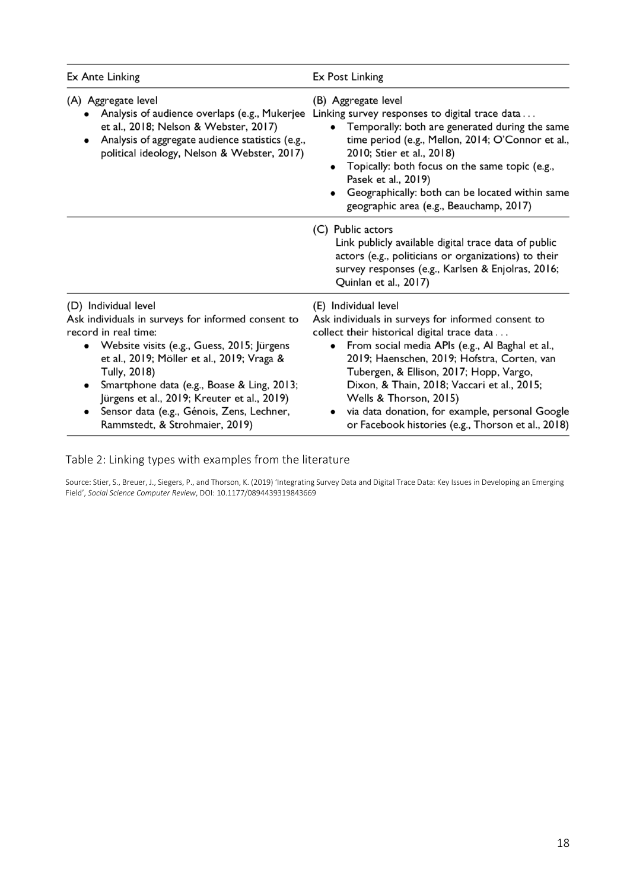| Ex Ante Linking | Ex Post Linking |
|---|---|
| (A) Aggregate level<br>• Analysis of audience overlaps (e.g., Mukerjee et al., 2018; Nelson & Webster, 2017)<br>• Analysis of aggregate audience statistics (e.g., political ideology, Nelson & Webster, 2017) | (B) Aggregate level<br>Linking survey responses to digital trace data . . .<br>• Temporally: both are generated during the same time period (e.g., Mellon, 2014; O'Connor et al., 2010; Stier et al., 2018)<br>• Topically: both focus on the same topic (e.g., Pasek et al., 2019)<br>• Geographically: both can be located within same geographic area (e.g., Beauchamp, 2017) |
| | (C) Public actors<br>Link publicly available digital trace data of public actors (e.g., politicians or organizations) to their survey responses (e.g., Karlsen & Enjolras, 2016; Quinlan et al., 2017) |
| (D) Individual level<br>Ask individuals in surveys for informed consent to record in real time:<br>• Website visits (e.g., Guess, 2015; Jürgens et al., 2019; Möller et al., 2019; Vraga & Tully, 2018)<br>• Smartphone data (e.g., Boase & Ling, 2013; Jürgens et al., 2019; Kreuter et al., 2019)<br>• Sensor data (e.g., Génois, Zens, Lechner, Rammstedt, & Strohmaier, 2019) | (E) Individual level<br>Ask individuals in surveys for informed consent to collect their historical digital trace data . . .<br>• From social media APIs (e.g., Al Baghal et al., 2019; Haenschen, 2019; Hofstra, Corten, van Tubergen, & Ellison, 2017; Hopp, Vargo, Dixon, & Thain, 2018; Vaccari et al., 2015; Wells & Thorson, 2015)<br>• via data donation, for example, personal Google or Facebook histories (e.g., Thorson et al., 2018) |

Table 2: Linking types with examples from the literature

Source: Stier, S., Breuer, J., Siegers, P., and Thorson, K. (2019) 'Integrating Survey Data and Digital Trace Data: Key Issues in Developing an Emerging Field', *Social Science Computer Review*, DOI: 10.1177/0894439319843669